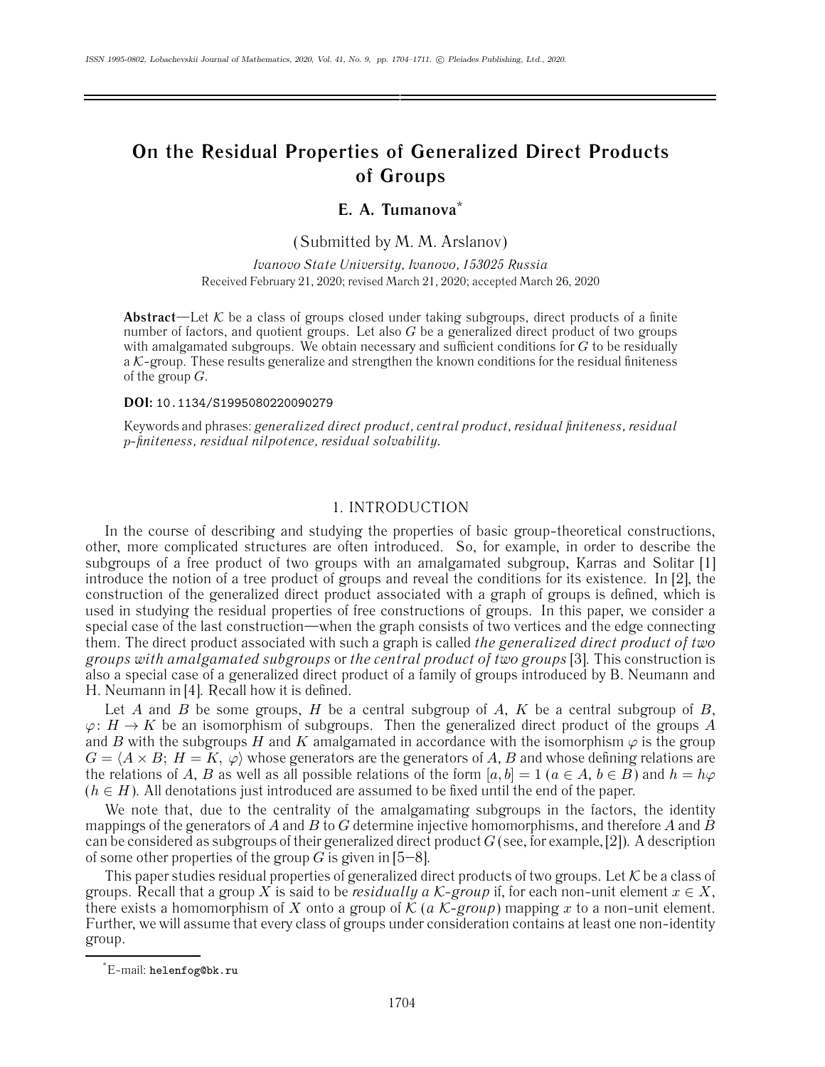# On the Residual Properties of Generalized Direct Products of Groups

**E. A. Tumanova[*]**

(Submitted by M. M. Arslanov)

*Ivanovo State University, Ivanovo, 153025 Russia*

Received February 21, 2020; revised March 21, 2020; accepted March 26, 2020

**Abstract**—Let $\mathcal{K}$ be a class of groups closed under taking subgroups, direct products of a finite number of factors, and quotient groups. Let also $G$ be a generalized direct product of two groups with amalgamated subgroups. We obtain necessary and sufficient conditions for $G$ to be residually a $\mathcal{K}$-group. These results generalize and strengthen the known conditions for the residual finiteness of the group $G$.

**DOI:** 10.1134/S1995080220090279

Keywords and phrases: *generalized direct product, central product, residual finiteness, residual p-finiteness, residual nilpotence, residual solvability.*

## 1. INTRODUCTION

In the course of describing and studying the properties of basic group-theoretical constructions, other, more complicated structures are often introduced. So, for example, in order to describe the subgroups of a free product of two groups with an amalgamated subgroup, Karras and Solitar [1] introduce the notion of a tree product of groups and reveal the conditions for its existence. In [2], the construction of the generalized direct product associated with a graph of groups is defined, which is used in studying the residual properties of free constructions of groups. In this paper, we consider a special case of the last construction—when the graph consists of two vertices and the edge connecting them. The direct product associated with such a graph is called *the generalized direct product of two groups with amalgamated subgroups* or *the central product of two groups* [3]. This construction is also a special case of a generalized direct product of a family of groups introduced by B. Neumann and H. Neumann in [4]. Recall how it is defined.

Let $A$ and $B$ be some groups, $H$ be a central subgroup of $A$, $K$ be a central subgroup of $B$, $\varphi\colon H \to K$ be an isomorphism of subgroups. Then the generalized direct product of the groups $A$ and $B$ with the subgroups $H$ and $K$ amalgamated in accordance with the isomorphism $\varphi$ is the group $G = \langle A \times B;\ H = K,\ \varphi\rangle$ whose generators are the generators of $A$, $B$ and whose defining relations are the relations of $A$, $B$ as well as all possible relations of the form $[a, b] = 1$ ($a \in A$, $b \in B$) and $h = h\varphi$ ($h \in H$). All denotations just introduced are assumed to be fixed until the end of the paper.

We note that, due to the centrality of the amalgamating subgroups in the factors, the identity mappings of the generators of $A$ and $B$ to $G$ determine injective homomorphisms, and therefore $A$ and $B$ can be considered as subgroups of their generalized direct product $G$ (see, for example, [2]). A description of some other properties of the group $G$ is given in [5–8].

This paper studies residual properties of generalized direct products of two groups. Let $\mathcal{K}$ be a class of groups. Recall that a group $X$ is said to be *residually a $\mathcal{K}$-group* if, for each non-unit element $x \in X$, there exists a homomorphism of $X$ onto a group of $\mathcal{K}$ (*a $\mathcal{K}$-group*) mapping $x$ to a non-unit element. Further, we will assume that every class of groups under consideration contains at least one non-identity group.

[*] E-mail: helenfog@bk.ru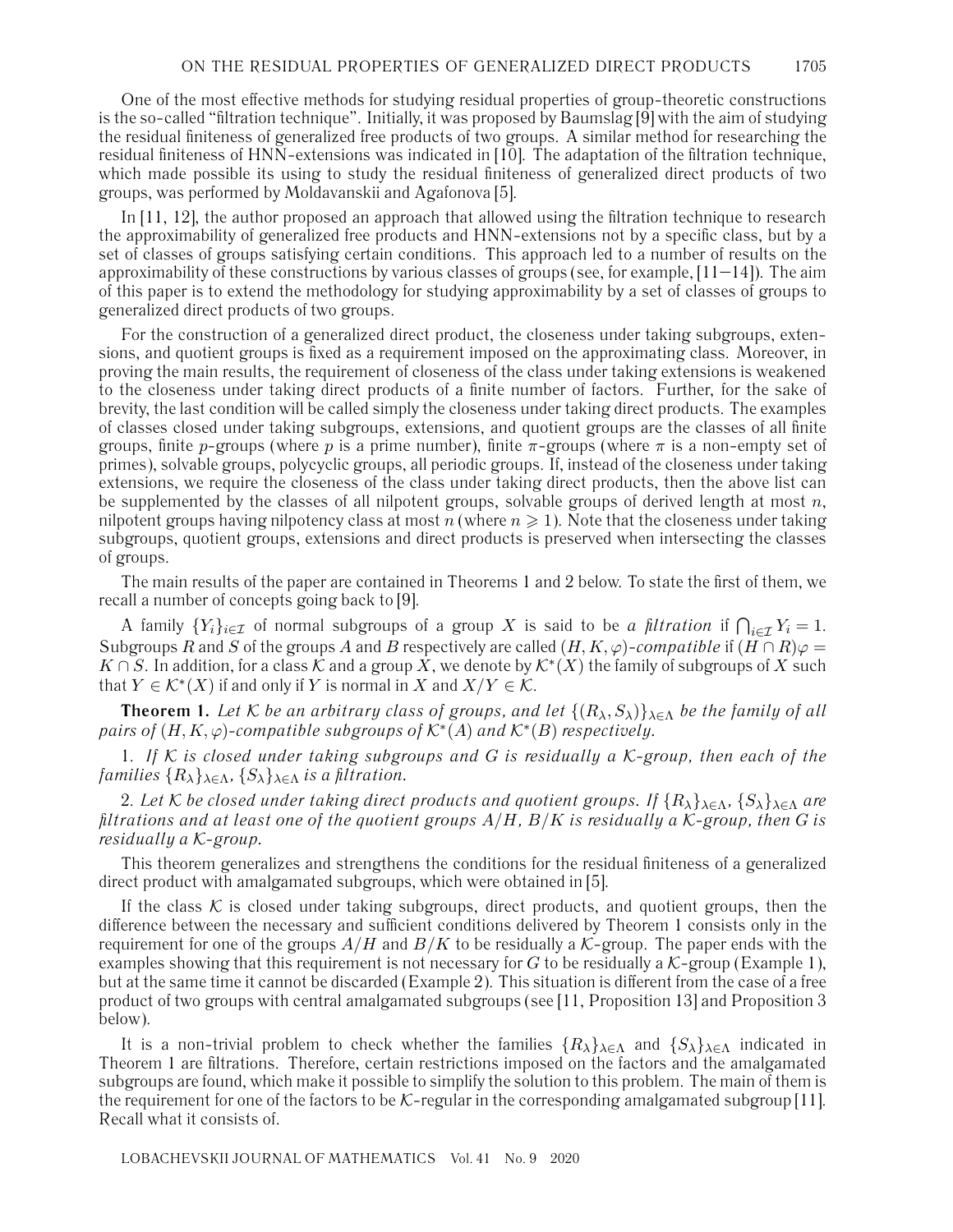One of the most effective methods for studying residual properties of group-theoretic constructions is the so-called "filtration technique". Initially, it was proposed by Baumslag [9] with the aim of studying the residual finiteness of generalized free products of two groups. A similar method for researching the residual finiteness of HNN-extensions was indicated in [10]. The adaptation of the filtration technique, which made possible its using to study the residual finiteness of generalized direct products of two groups, was performed by Moldavanskii and Agafonova [5].

In [11, 12], the author proposed an approach that allowed using the filtration technique to research the approximability of generalized free products and HNN-extensions not by a specific class, but by a set of classes of groups satisfying certain conditions. This approach led to a number of results on the approximability of these constructions by various classes of groups (see, for example, [11–14]). The aim of this paper is to extend the methodology for studying approximability by a set of classes of groups to generalized direct products of two groups.

For the construction of a generalized direct product, the closeness under taking subgroups, extensions, and quotient groups is fixed as a requirement imposed on the approximating class. Moreover, in proving the main results, the requirement of closeness of the class under taking extensions is weakened to the closeness under taking direct products of a finite number of factors. Further, for the sake of brevity, the last condition will be called simply the closeness under taking direct products. The examples of classes closed under taking subgroups, extensions, and quotient groups are the classes of all finite groups, finite $p$-groups (where $p$ is a prime number), finite $\pi$-groups (where $\pi$ is a non-empty set of primes), solvable groups, polycyclic groups, all periodic groups. If, instead of the closeness under taking extensions, we require the closeness of the class under taking direct products, then the above list can be supplemented by the classes of all nilpotent groups, solvable groups of derived length at most $n$, nilpotent groups having nilpotency class at most $n$ (where $n \geqslant 1$). Note that the closeness under taking subgroups, quotient groups, extensions and direct products is preserved when intersecting the classes of groups.

The main results of the paper are contained in Theorems 1 and 2 below. To state the first of them, we recall a number of concepts going back to [9].

A family $\{Y_i\}_{i \in \mathcal{I}}$ of normal subgroups of a group $X$ is said to be *a filtration* if $\bigcap_{i \in \mathcal{I}} Y_i = 1$. Subgroups $R$ and $S$ of the groups $A$ and $B$ respectively are called *$(H, K, \varphi)$-compatible* if $(H \cap R)\varphi = K \cap S$. In addition, for a class $\mathcal{K}$ and a group $X$, we denote by $\mathcal{K}^*(X)$ the family of subgroups of $X$ such that $Y \in \mathcal{K}^*(X)$ if and only if $Y$ is normal in $X$ and $X/Y \in \mathcal{K}$.

**Theorem 1.** *Let $\mathcal{K}$ be an arbitrary class of groups, and let $\{(R_\lambda, S_\lambda)\}_{\lambda \in \Lambda}$ be the family of all pairs of $(H, K, \varphi)$-compatible subgroups of $\mathcal{K}^*(A)$ and $\mathcal{K}^*(B)$ respectively.*

*1. If $\mathcal{K}$ is closed under taking subgroups and $G$ is residually a $\mathcal{K}$-group, then each of the families $\{R_\lambda\}_{\lambda \in \Lambda}$, $\{S_\lambda\}_{\lambda \in \Lambda}$ is a filtration.*

*2. Let $\mathcal{K}$ be closed under taking direct products and quotient groups. If $\{R_\lambda\}_{\lambda \in \Lambda}$, $\{S_\lambda\}_{\lambda \in \Lambda}$ are filtrations and at least one of the quotient groups $A/H$, $B/K$ is residually a $\mathcal{K}$-group, then $G$ is residually a $\mathcal{K}$-group.*

This theorem generalizes and strengthens the conditions for the residual finiteness of a generalized direct product with amalgamated subgroups, which were obtained in [5].

If the class $\mathcal{K}$ is closed under taking subgroups, direct products, and quotient groups, then the difference between the necessary and sufficient conditions delivered by Theorem 1 consists only in the requirement for one of the groups $A/H$ and $B/K$ to be residually a $\mathcal{K}$-group. The paper ends with the examples showing that this requirement is not necessary for $G$ to be residually a $\mathcal{K}$-group (Example 1), but at the same time it cannot be discarded (Example 2). This situation is different from the case of a free product of two groups with central amalgamated subgroups (see [11, Proposition 13] and Proposition 3 below).

It is a non-trivial problem to check whether the families $\{R_\lambda\}_{\lambda \in \Lambda}$ and $\{S_\lambda\}_{\lambda \in \Lambda}$ indicated in Theorem 1 are filtrations. Therefore, certain restrictions imposed on the factors and the amalgamated subgroups are found, which make it possible to simplify the solution to this problem. The main of them is the requirement for one of the factors to be $\mathcal{K}$-regular in the corresponding amalgamated subgroup [11]. Recall what it consists of.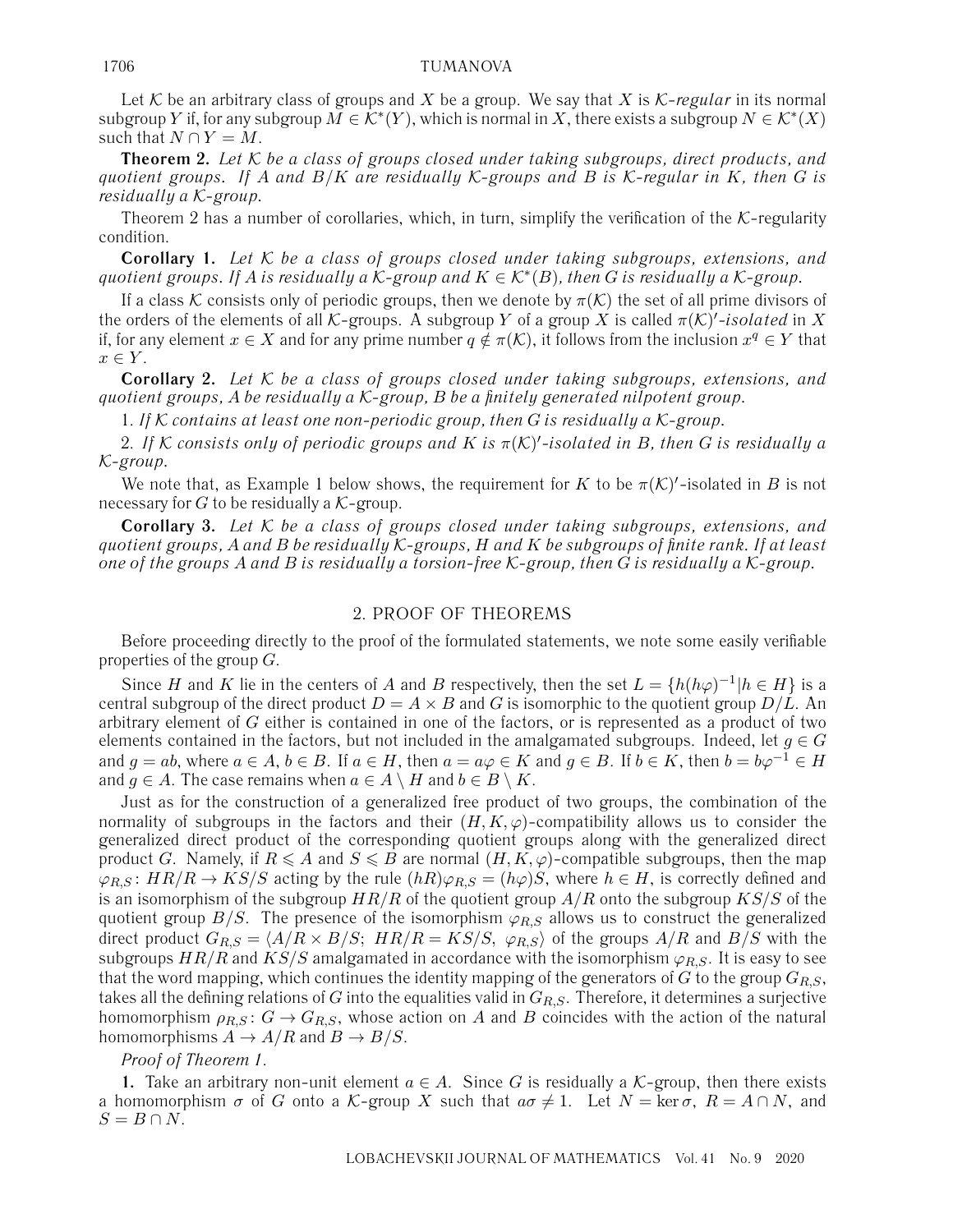Let $\mathcal{K}$ be an arbitrary class of groups and $X$ be a group. We say that $X$ is *$\mathcal{K}$-regular* in its normal subgroup $Y$ if, for any subgroup $M \in \mathcal{K}^*(Y)$, which is normal in $X$, there exists a subgroup $N \in \mathcal{K}^*(X)$ such that $N \cap Y = M$.

**Theorem 2.** *Let $\mathcal{K}$ be a class of groups closed under taking subgroups, direct products, and quotient groups. If $A$ and $B/K$ are residually $\mathcal{K}$-groups and $B$ is $\mathcal{K}$-regular in $K$, then $G$ is residually a $\mathcal{K}$-group.*

Theorem 2 has a number of corollaries, which, in turn, simplify the verification of the $\mathcal{K}$-regularity condition.

**Corollary 1.** *Let $\mathcal{K}$ be a class of groups closed under taking subgroups, extensions, and quotient groups. If $A$ is residually a $\mathcal{K}$-group and $K \in \mathcal{K}^*(B)$, then $G$ is residually a $\mathcal{K}$-group.*

If a class $\mathcal{K}$ consists only of periodic groups, then we denote by $\pi(\mathcal{K})$ the set of all prime divisors of the orders of the elements of all $\mathcal{K}$-groups. A subgroup $Y$ of a group $X$ is called *$\pi(\mathcal{K})'$-isolated* in $X$ if, for any element $x \in X$ and for any prime number $q \notin \pi(\mathcal{K})$, it follows from the inclusion $x^q \in Y$ that $x \in Y$.

**Corollary 2.** *Let $\mathcal{K}$ be a class of groups closed under taking subgroups, extensions, and quotient groups, $A$ be residually a $\mathcal{K}$-group, $B$ be a finitely generated nilpotent group.*

1. *If $\mathcal{K}$ contains at least one non-periodic group, then $G$ is residually a $\mathcal{K}$-group.*

2. *If $\mathcal{K}$ consists only of periodic groups and $K$ is $\pi(\mathcal{K})'$-isolated in $B$, then $G$ is residually a $\mathcal{K}$-group.*

We note that, as Example 1 below shows, the requirement for $K$ to be $\pi(\mathcal{K})'$-isolated in $B$ is not necessary for $G$ to be residually a $\mathcal{K}$-group.

**Corollary 3.** *Let $\mathcal{K}$ be a class of groups closed under taking subgroups, extensions, and quotient groups, $A$ and $B$ be residually $\mathcal{K}$-groups, $H$ and $K$ be subgroups of finite rank. If at least one of the groups $A$ and $B$ is residually a torsion-free $\mathcal{K}$-group, then $G$ is residually a $\mathcal{K}$-group.*

## 2. PROOF OF THEOREMS

Before proceeding directly to the proof of the formulated statements, we note some easily verifiable properties of the group $G$.

Since $H$ and $K$ lie in the centers of $A$ and $B$ respectively, then the set $L = \{h(h\varphi)^{-1} | h \in H\}$ is a central subgroup of the direct product $D = A \times B$ and $G$ is isomorphic to the quotient group $D/L$. An arbitrary element of $G$ either is contained in one of the factors, or is represented as a product of two elements contained in the factors, but not included in the amalgamated subgroups. Indeed, let $g \in G$ and $g = ab$, where $a \in A$, $b \in B$. If $a \in H$, then $a = a\varphi \in K$ and $g \in B$. If $b \in K$, then $b = b\varphi^{-1} \in H$ and $g \in A$. The case remains when $a \in A \setminus H$ and $b \in B \setminus K$.

Just as for the construction of a generalized free product of two groups, the combination of the normality of subgroups in the factors and their $(H, K, \varphi)$-compatibility allows us to consider the generalized direct product of the corresponding quotient groups along with the generalized direct product $G$. Namely, if $R \leqslant A$ and $S \leqslant B$ are normal $(H, K, \varphi)$-compatible subgroups, then the map $\varphi_{R,S}\colon HR/R \to KS/S$ acting by the rule $(hR)\varphi_{R,S} = (h\varphi)S$, where $h \in H$, is correctly defined and is an isomorphism of the subgroup $HR/R$ of the quotient group $A/R$ onto the subgroup $KS/S$ of the quotient group $B/S$. The presence of the isomorphism $\varphi_{R,S}$ allows us to construct the generalized direct product $G_{R,S} = \langle A/R \times B/S;\ HR/R = KS/S,\ \varphi_{R,S}\rangle$ of the groups $A/R$ and $B/S$ with the subgroups $HR/R$ and $KS/S$ amalgamated in accordance with the isomorphism $\varphi_{R,S}$. It is easy to see that the word mapping, which continues the identity mapping of the generators of $G$ to the group $G_{R,S}$, takes all the defining relations of $G$ into the equalities valid in $G_{R,S}$. Therefore, it determines a surjective homomorphism $\rho_{R,S}\colon G \to G_{R,S}$, whose action on $A$ and $B$ coincides with the action of the natural homomorphisms $A \to A/R$ and $B \to B/S$.

*Proof of Theorem 1.*

**1.** Take an arbitrary non-unit element $a \in A$. Since $G$ is residually a $\mathcal{K}$-group, then there exists a homomorphism $\sigma$ of $G$ onto a $\mathcal{K}$-group $X$ such that $a\sigma \neq 1$. Let $N = \ker\sigma$, $R = A \cap N$, and $S = B \cap N$.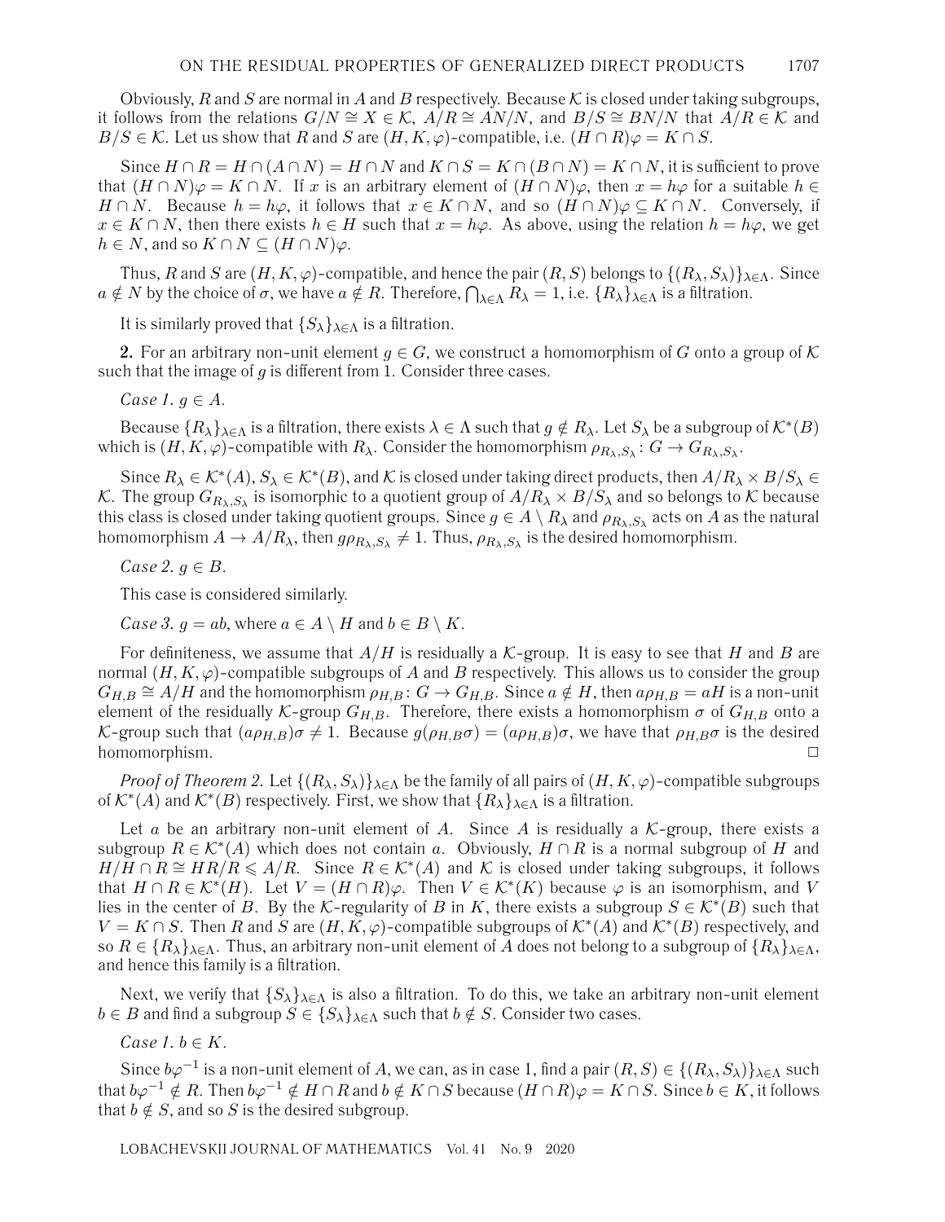Obviously, $R$ and $S$ are normal in $A$ and $B$ respectively. Because $\mathcal{K}$ is closed under taking subgroups, it follows from the relations $G/N \cong X \in \mathcal{K}$, $A/R \cong AN/N$, and $B/S \cong BN/N$ that $A/R \in \mathcal{K}$ and $B/S \in \mathcal{K}$. Let us show that $R$ and $S$ are $(H, K, \varphi)$-compatible, i.e. $(H \cap R)\varphi = K \cap S$.

Since $H \cap R = H \cap (A \cap N) = H \cap N$ and $K \cap S = K \cap (B \cap N) = K \cap N$, it is sufficient to prove that $(H \cap N)\varphi = K \cap N$. If $x$ is an arbitrary element of $(H \cap N)\varphi$, then $x = h\varphi$ for a suitable $h \in H \cap N$. Because $h = h\varphi$, it follows that $x \in K \cap N$, and so $(H \cap N)\varphi \subseteq K \cap N$. Conversely, if $x \in K \cap N$, then there exists $h \in H$ such that $x = h\varphi$. As above, using the relation $h = h\varphi$, we get $h \in N$, and so $K \cap N \subseteq (H \cap N)\varphi$.

Thus, $R$ and $S$ are $(H, K, \varphi)$-compatible, and hence the pair $(R, S)$ belongs to $\{(R_\lambda, S_\lambda)\}_{\lambda \in \Lambda}$. Since $a \notin N$ by the choice of $\sigma$, we have $a \notin R$. Therefore, $\bigcap_{\lambda \in \Lambda} R_\lambda = 1$, i.e. $\{R_\lambda\}_{\lambda \in \Lambda}$ is a filtration.

It is similarly proved that $\{S_\lambda\}_{\lambda \in \Lambda}$ is a filtration.

**2.** For an arbitrary non-unit element $g \in G$, we construct a homomorphism of $G$ onto a group of $\mathcal{K}$ such that the image of $g$ is different from 1. Consider three cases.

*Case 1.* $g \in A$.

Because $\{R_\lambda\}_{\lambda \in \Lambda}$ is a filtration, there exists $\lambda \in \Lambda$ such that $g \notin R_\lambda$. Let $S_\lambda$ be a subgroup of $\mathcal{K}^*(B)$ which is $(H, K, \varphi)$-compatible with $R_\lambda$. Consider the homomorphism $\rho_{R_\lambda, S_\lambda} \colon G \to G_{R_\lambda, S_\lambda}$.

Since $R_\lambda \in \mathcal{K}^*(A)$, $S_\lambda \in \mathcal{K}^*(B)$, and $\mathcal{K}$ is closed under taking direct products, then $A/R_\lambda \times B/S_\lambda \in \mathcal{K}$. The group $G_{R_\lambda, S_\lambda}$ is isomorphic to a quotient group of $A/R_\lambda \times B/S_\lambda$ and so belongs to $\mathcal{K}$ because this class is closed under taking quotient groups. Since $g \in A \setminus R_\lambda$ and $\rho_{R_\lambda, S_\lambda}$ acts on $A$ as the natural homomorphism $A \to A/R_\lambda$, then $g\rho_{R_\lambda, S_\lambda} \neq 1$. Thus, $\rho_{R_\lambda, S_\lambda}$ is the desired homomorphism.

*Case 2.* $g \in B$.

This case is considered similarly.

*Case 3.* $g = ab$, where $a \in A \setminus H$ and $b \in B \setminus K$.

For definiteness, we assume that $A/H$ is residually a $\mathcal{K}$-group. It is easy to see that $H$ and $B$ are normal $(H, K, \varphi)$-compatible subgroups of $A$ and $B$ respectively. This allows us to consider the group $G_{H,B} \cong A/H$ and the homomorphism $\rho_{H,B} \colon G \to G_{H,B}$. Since $a \notin H$, then $a\rho_{H,B} = aH$ is a non-unit element of the residually $\mathcal{K}$-group $G_{H,B}$. Therefore, there exists a homomorphism $\sigma$ of $G_{H,B}$ onto a $\mathcal{K}$-group such that $(a\rho_{H,B})\sigma \neq 1$. Because $g(\rho_{H,B}\sigma) = (a\rho_{H,B})\sigma$, we have that $\rho_{H,B}\sigma$ is the desired homomorphism. $\square$

*Proof of Theorem 2.* Let $\{(R_\lambda, S_\lambda)\}_{\lambda \in \Lambda}$ be the family of all pairs of $(H, K, \varphi)$-compatible subgroups of $\mathcal{K}^*(A)$ and $\mathcal{K}^*(B)$ respectively. First, we show that $\{R_\lambda\}_{\lambda \in \Lambda}$ is a filtration.

Let $a$ be an arbitrary non-unit element of $A$. Since $A$ is residually a $\mathcal{K}$-group, there exists a subgroup $R \in \mathcal{K}^*(A)$ which does not contain $a$. Obviously, $H \cap R$ is a normal subgroup of $H$ and $H/H \cap R \cong HR/R \leqslant A/R$. Since $R \in \mathcal{K}^*(A)$ and $\mathcal{K}$ is closed under taking subgroups, it follows that $H \cap R \in \mathcal{K}^*(H)$. Let $V = (H \cap R)\varphi$. Then $V \in \mathcal{K}^*(K)$ because $\varphi$ is an isomorphism, and $V$ lies in the center of $B$. By the $\mathcal{K}$-regularity of $B$ in $K$, there exists a subgroup $S \in \mathcal{K}^*(B)$ such that $V = K \cap S$. Then $R$ and $S$ are $(H, K, \varphi)$-compatible subgroups of $\mathcal{K}^*(A)$ and $\mathcal{K}^*(B)$ respectively, and so $R \in \{R_\lambda\}_{\lambda \in \Lambda}$. Thus, an arbitrary non-unit element of $A$ does not belong to a subgroup of $\{R_\lambda\}_{\lambda \in \Lambda}$, and hence this family is a filtration.

Next, we verify that $\{S_\lambda\}_{\lambda \in \Lambda}$ is also a filtration. To do this, we take an arbitrary non-unit element $b \in B$ and find a subgroup $S \in \{S_\lambda\}_{\lambda \in \Lambda}$ such that $b \notin S$. Consider two cases.

*Case 1.* $b \in K$.

Since $b\varphi^{-1}$ is a non-unit element of $A$, we can, as in case 1, find a pair $(R, S) \in \{(R_\lambda, S_\lambda)\}_{\lambda \in \Lambda}$ such that $b\varphi^{-1} \notin R$. Then $b\varphi^{-1} \notin H \cap R$ and $b \notin K \cap S$ because $(H \cap R)\varphi = K \cap S$. Since $b \in K$, it follows that $b \notin S$, and so $S$ is the desired subgroup.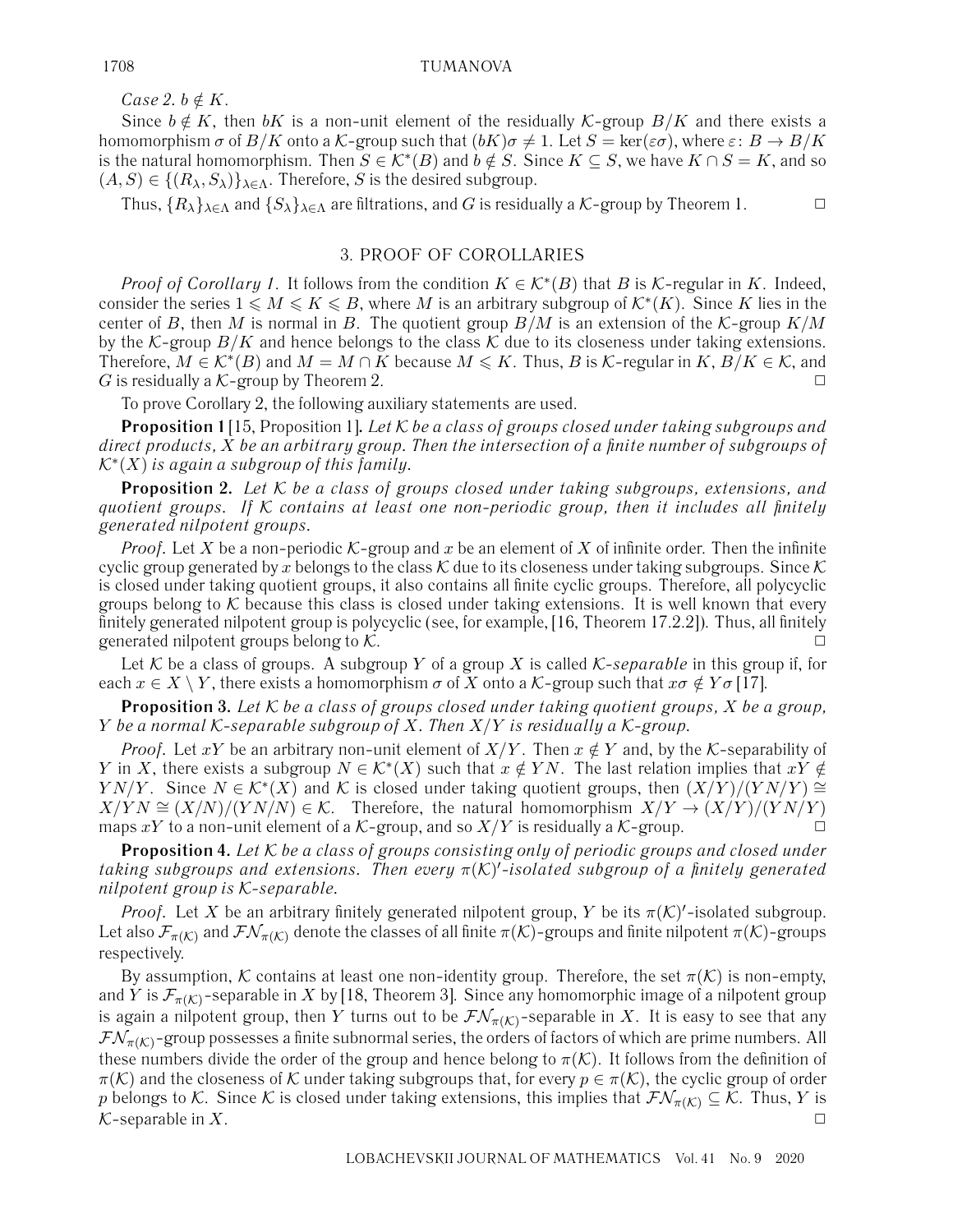*Case 2.* $b \notin K$.

Since $b \notin K$, then $bK$ is a non-unit element of the residually $\mathcal{K}$-group $B/K$ and there exists a homomorphism $\sigma$ of $B/K$ onto a $\mathcal{K}$-group such that $(bK)\sigma \neq 1$. Let $S = \ker(\varepsilon\sigma)$, where $\varepsilon\colon B \to B/K$ is the natural homomorphism. Then $S \in \mathcal{K}^*(B)$ and $b \notin S$. Since $K \subseteq S$, we have $K \cap S = K$, and so $(A, S) \in \{(R_\lambda, S_\lambda)\}_{\lambda \in \Lambda}$. Therefore, $S$ is the desired subgroup.

Thus, $\{R_\lambda\}_{\lambda \in \Lambda}$ and $\{S_\lambda\}_{\lambda \in \Lambda}$ are filtrations, and $G$ is residually a $\mathcal{K}$-group by Theorem 1. $\square$

## 3. PROOF OF COROLLARIES

*Proof of Corollary 1.* It follows from the condition $K \in \mathcal{K}^*(B)$ that $B$ is $\mathcal{K}$-regular in $K$. Indeed, consider the series $1 \leqslant M \leqslant K \leqslant B$, where $M$ is an arbitrary subgroup of $\mathcal{K}^*(K)$. Since $K$ lies in the center of $B$, then $M$ is normal in $B$. The quotient group $B/M$ is an extension of the $\mathcal{K}$-group $K/M$ by the $\mathcal{K}$-group $B/K$ and hence belongs to the class $\mathcal{K}$ due to its closeness under taking extensions. Therefore, $M \in \mathcal{K}^*(B)$ and $M = M \cap K$ because $M \leqslant K$. Thus, $B$ is $\mathcal{K}$-regular in $K$, $B/K \in \mathcal{K}$, and $G$ is residually a $\mathcal{K}$-group by Theorem 2. $\square$

To prove Corollary 2, the following auxiliary statements are used.

**Proposition 1** [15, Proposition 1]**.** *Let $\mathcal{K}$ be a class of groups closed under taking subgroups and direct products, $X$ be an arbitrary group. Then the intersection of a finite number of subgroups of $\mathcal{K}^*(X)$ is again a subgroup of this family.*

**Proposition 2.** *Let $\mathcal{K}$ be a class of groups closed under taking subgroups, extensions, and quotient groups. If $\mathcal{K}$ contains at least one non-periodic group, then it includes all finitely generated nilpotent groups.*

*Proof.* Let $X$ be a non-periodic $\mathcal{K}$-group and $x$ be an element of $X$ of infinite order. Then the infinite cyclic group generated by $x$ belongs to the class $\mathcal{K}$ due to its closeness under taking subgroups. Since $\mathcal{K}$ is closed under taking quotient groups, it also contains all finite cyclic groups. Therefore, all polycyclic groups belong to $\mathcal{K}$ because this class is closed under taking extensions. It is well known that every finitely generated nilpotent group is polycyclic (see, for example, [16, Theorem 17.2.2]). Thus, all finitely generated nilpotent groups belong to $\mathcal{K}$. $\square$

Let $\mathcal{K}$ be a class of groups. A subgroup $Y$ of a group $X$ is called *$\mathcal{K}$-separable* in this group if, for each $x \in X \setminus Y$, there exists a homomorphism $\sigma$ of $X$ onto a $\mathcal{K}$-group such that $x\sigma \notin Y\sigma$ [17].

**Proposition 3.** *Let $\mathcal{K}$ be a class of groups closed under taking quotient groups, $X$ be a group, $Y$ be a normal $\mathcal{K}$-separable subgroup of $X$. Then $X/Y$ is residually a $\mathcal{K}$-group.*

*Proof.* Let $xY$ be an arbitrary non-unit element of $X/Y$. Then $x \notin Y$ and, by the $\mathcal{K}$-separability of $Y$ in $X$, there exists a subgroup $N \in \mathcal{K}^*(X)$ such that $x \notin YN$. The last relation implies that $xY \notin YN/Y$. Since $N \in \mathcal{K}^*(X)$ and $\mathcal{K}$ is closed under taking quotient groups, then $(X/Y)/(YN/Y) \cong X/YN \cong (X/N)/(YN/N) \in \mathcal{K}$. Therefore, the natural homomorphism $X/Y \to (X/Y)/(YN/Y)$ maps $xY$ to a non-unit element of a $\mathcal{K}$-group, and so $X/Y$ is residually a $\mathcal{K}$-group. $\square$

**Proposition 4.** *Let $\mathcal{K}$ be a class of groups consisting only of periodic groups and closed under taking subgroups and extensions. Then every $\pi(\mathcal{K})'$-isolated subgroup of a finitely generated nilpotent group is $\mathcal{K}$-separable.*

*Proof.* Let $X$ be an arbitrary finitely generated nilpotent group, $Y$ be its $\pi(\mathcal{K})'$-isolated subgroup. Let also $\mathcal{F}_{\pi(\mathcal{K})}$ and $\mathcal{FN}_{\pi(\mathcal{K})}$ denote the classes of all finite $\pi(\mathcal{K})$-groups and finite nilpotent $\pi(\mathcal{K})$-groups respectively.

By assumption, $\mathcal{K}$ contains at least one non-identity group. Therefore, the set $\pi(\mathcal{K})$ is non-empty, and $Y$ is $\mathcal{F}_{\pi(\mathcal{K})}$-separable in $X$ by [18, Theorem 3]. Since any homomorphic image of a nilpotent group is again a nilpotent group, then $Y$ turns out to be $\mathcal{FN}_{\pi(\mathcal{K})}$-separable in $X$. It is easy to see that any $\mathcal{FN}_{\pi(\mathcal{K})}$-group possesses a finite subnormal series, the orders of factors of which are prime numbers. All these numbers divide the order of the group and hence belong to $\pi(\mathcal{K})$. It follows from the definition of $\pi(\mathcal{K})$ and the closeness of $\mathcal{K}$ under taking subgroups that, for every $p \in \pi(\mathcal{K})$, the cyclic group of order $p$ belongs to $\mathcal{K}$. Since $\mathcal{K}$ is closed under taking extensions, this implies that $\mathcal{FN}_{\pi(\mathcal{K})} \subseteq \mathcal{K}$. Thus, $Y$ is $\mathcal{K}$-separable in $X$. $\square$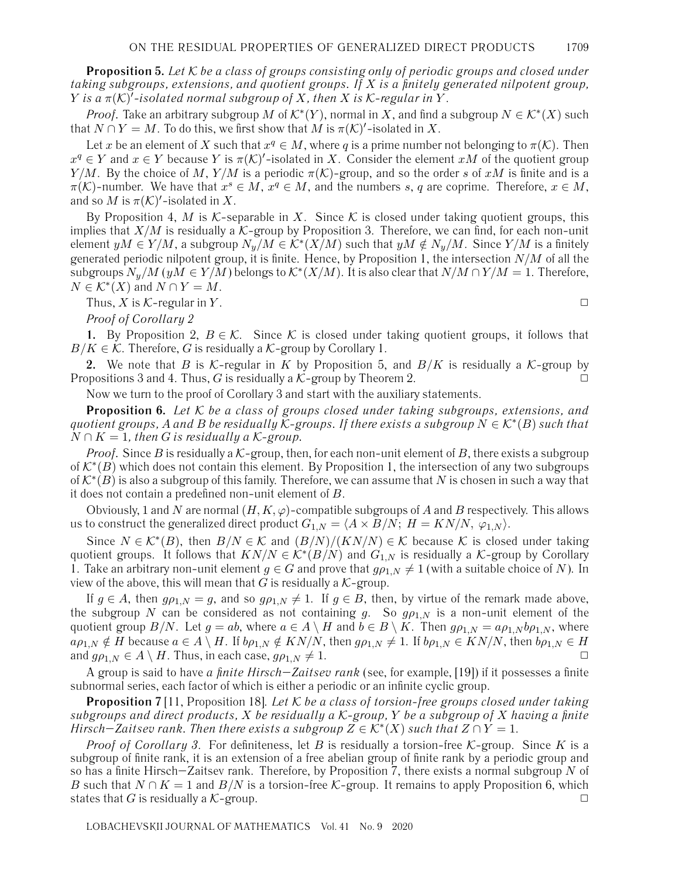**Proposition 5.** *Let $\mathcal{K}$ be a class of groups consisting only of periodic groups and closed under taking subgroups, extensions, and quotient groups. If $X$ is a finitely generated nilpotent group, $Y$ is a $\pi(\mathcal{K})'$-isolated normal subgroup of $X$, then $X$ is $\mathcal{K}$-regular in $Y$.*

*Proof.* Take an arbitrary subgroup $M$ of $\mathcal{K}^*(Y)$, normal in $X$, and find a subgroup $N \in \mathcal{K}^*(X)$ such that $N \cap Y = M$. To do this, we first show that $M$ is $\pi(\mathcal{K})'$-isolated in $X$.

Let $x$ be an element of $X$ such that $x^q \in M$, where $q$ is a prime number not belonging to $\pi(\mathcal{K})$. Then $x^q \in Y$ and $x \in Y$ because $Y$ is $\pi(\mathcal{K})'$-isolated in $X$. Consider the element $xM$ of the quotient group $Y/M$. By the choice of $M$, $Y/M$ is a periodic $\pi(\mathcal{K})$-group, and so the order $s$ of $xM$ is finite and is a $\pi(\mathcal{K})$-number. We have that $x^s \in M$, $x^q \in M$, and the numbers $s$, $q$ are coprime. Therefore, $x \in M$, and so $M$ is $\pi(\mathcal{K})'$-isolated in $X$.

By Proposition 4, $M$ is $\mathcal{K}$-separable in $X$. Since $\mathcal{K}$ is closed under taking quotient groups, this implies that $X/M$ is residually a $\mathcal{K}$-group by Proposition 3. Therefore, we can find, for each non-unit element $yM \in Y/M$, a subgroup $N_y/M \in \mathcal{K}^*(X/M)$ such that $yM \notin N_y/M$. Since $Y/M$ is a finitely generated periodic nilpotent group, it is finite. Hence, by Proposition 1, the intersection $N/M$ of all the subgroups $N_y/M$ ($yM \in Y/M$) belongs to $\mathcal{K}^*(X/M)$. It is also clear that $N/M \cap Y/M = 1$. Therefore, $N \in \mathcal{K}^*(X)$ and $N \cap Y = M$.

Thus, $X$ is $\mathcal{K}$-regular in $Y$. □

*Proof of Corollary 2*

**1.** By Proposition 2, $B \in \mathcal{K}$. Since $\mathcal{K}$ is closed under taking quotient groups, it follows that $B/K \in \mathcal{K}$. Therefore, $G$ is residually a $\mathcal{K}$-group by Corollary 1.

**2.** We note that $B$ is $\mathcal{K}$-regular in $K$ by Proposition 5, and $B/K$ is residually a $\mathcal{K}$-group by Propositions 3 and 4. Thus, $G$ is residually a $\mathcal{K}$-group by Theorem 2. □

Now we turn to the proof of Corollary 3 and start with the auxiliary statements.

**Proposition 6.** *Let $\mathcal{K}$ be a class of groups closed under taking subgroups, extensions, and quotient groups, $A$ and $B$ be residually $\mathcal{K}$-groups. If there exists a subgroup $N \in \mathcal{K}^*(B)$ such that $N \cap K = 1$, then $G$ is residually a $\mathcal{K}$-group.*

*Proof.* Since $B$ is residually a $\mathcal{K}$-group, then, for each non-unit element of $B$, there exists a subgroup of $\mathcal{K}^*(B)$ which does not contain this element. By Proposition 1, the intersection of any two subgroups of $\mathcal{K}^*(B)$ is also a subgroup of this family. Therefore, we can assume that $N$ is chosen in such a way that it does not contain a predefined non-unit element of $B$.

Obviously, 1 and $N$ are normal $(H, K, \varphi)$-compatible subgroups of $A$ and $B$ respectively. This allows us to construct the generalized direct product $G_{1,N} = \langle A \times B/N;\ H = KN/N,\ \varphi_{1,N}\rangle$.

Since $N \in \mathcal{K}^*(B)$, then $B/N \in \mathcal{K}$ and $(B/N)/(KN/N) \in \mathcal{K}$ because $\mathcal{K}$ is closed under taking quotient groups. It follows that $KN/N \in \mathcal{K}^*(B/N)$ and $G_{1,N}$ is residually a $\mathcal{K}$-group by Corollary 1. Take an arbitrary non-unit element $g \in G$ and prove that $g\rho_{1,N} \neq 1$ (with a suitable choice of $N$). In view of the above, this will mean that $G$ is residually a $\mathcal{K}$-group.

If $g \in A$, then $g\rho_{1,N} = g$, and so $g\rho_{1,N} \neq 1$. If $g \in B$, then, by virtue of the remark made above, the subgroup $N$ can be considered as not containing $g$. So $g\rho_{1,N}$ is a non-unit element of the quotient group $B/N$. Let $g = ab$, where $a \in A \setminus H$ and $b \in B \setminus K$. Then $g\rho_{1,N} = a\rho_{1,N} b\rho_{1,N}$, where $a\rho_{1,N} \notin H$ because $a \in A \setminus H$. If $b\rho_{1,N} \notin KN/N$, then $g\rho_{1,N} \neq 1$. If $b\rho_{1,N} \in KN/N$, then $b\rho_{1,N} \in H$ and $g\rho_{1,N} \in A \setminus H$. Thus, in each case, $g\rho_{1,N} \neq 1$. □

A group is said to have *a finite Hirsch–Zaitsev rank* (see, for example, [19]) if it possesses a finite subnormal series, each factor of which is either a periodic or an infinite cyclic group.

**Proposition 7** [11, Proposition 18]. *Let $\mathcal{K}$ be a class of torsion-free groups closed under taking subgroups and direct products, $X$ be residually a $\mathcal{K}$-group, $Y$ be a subgroup of $X$ having a finite Hirsch–Zaitsev rank. Then there exists a subgroup $Z \in \mathcal{K}^*(X)$ such that $Z \cap Y = 1$.*

*Proof of Corollary 3.* For definiteness, let $B$ is residually a torsion-free $\mathcal{K}$-group. Since $K$ is a subgroup of finite rank, it is an extension of a free abelian group of finite rank by a periodic group and so has a finite Hirsch–Zaitsev rank. Therefore, by Proposition 7, there exists a normal subgroup $N$ of $B$ such that $N \cap K = 1$ and $B/N$ is a torsion-free $\mathcal{K}$-group. It remains to apply Proposition 6, which states that $G$ is residually a $\mathcal{K}$-group. □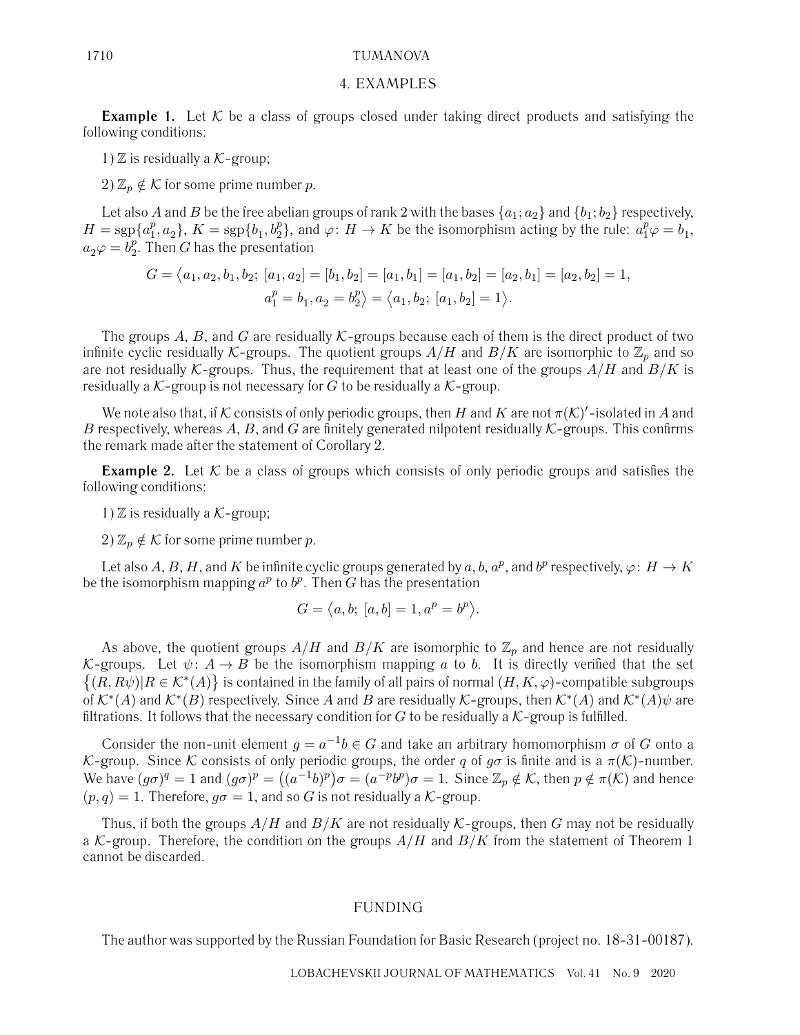## 4. EXAMPLES

**Example 1.** Let $\mathcal{K}$ be a class of groups closed under taking direct products and satisfying the following conditions:

1) $\mathbb{Z}$ is residually a $\mathcal{K}$-group;

2) $\mathbb{Z}_p \notin \mathcal{K}$ for some prime number $p$.

Let also $A$ and $B$ be the free abelian groups of rank 2 with the bases $\{a_1; a_2\}$ and $\{b_1; b_2\}$ respectively, $H = \mathrm{sgp}\{a_1^p, a_2\}$, $K = \mathrm{sgp}\{b_1, b_2^p\}$, and $\varphi\colon H \to K$ be the isomorphism acting by the rule: $a_1^p\varphi = b_1$, $a_2\varphi = b_2^p$. Then $G$ has the presentation

$$G = \big\langle a_1, a_2, b_1, b_2;\ [a_1, a_2] = [b_1, b_2] = [a_1, b_1] = [a_1, b_2] = [a_2, b_1] = [a_2, b_2] = 1,$$
$$a_1^p = b_1, a_2 = b_2^p\big\rangle = \big\langle a_1, b_2;\ [a_1, b_2] = 1\big\rangle.$$

The groups $A$, $B$, and $G$ are residually $\mathcal{K}$-groups because each of them is the direct product of two infinite cyclic residually $\mathcal{K}$-groups. The quotient groups $A/H$ and $B/K$ are isomorphic to $\mathbb{Z}_p$ and so are not residually $\mathcal{K}$-groups. Thus, the requirement that at least one of the groups $A/H$ and $B/K$ is residually a $\mathcal{K}$-group is not necessary for $G$ to be residually a $\mathcal{K}$-group.

We note also that, if $\mathcal{K}$ consists of only periodic groups, then $H$ and $K$ are not $\pi(\mathcal{K})'$-isolated in $A$ and $B$ respectively, whereas $A$, $B$, and $G$ are finitely generated nilpotent residually $\mathcal{K}$-groups. This confirms the remark made after the statement of Corollary 2.

**Example 2.** Let $\mathcal{K}$ be a class of groups which consists of only periodic groups and satisfies the following conditions:

1) $\mathbb{Z}$ is residually a $\mathcal{K}$-group;

2) $\mathbb{Z}_p \notin \mathcal{K}$ for some prime number $p$.

Let also $A$, $B$, $H$, and $K$ be infinite cyclic groups generated by $a$, $b$, $a^p$, and $b^p$ respectively, $\varphi\colon H \to K$ be the isomorphism mapping $a^p$ to $b^p$. Then $G$ has the presentation

$$G = \big\langle a, b;\ [a, b] = 1, a^p = b^p\big\rangle.$$

As above, the quotient groups $A/H$ and $B/K$ are isomorphic to $\mathbb{Z}_p$ and hence are not residually $\mathcal{K}$-groups. Let $\psi\colon A \to B$ be the isomorphism mapping $a$ to $b$. It is directly verified that the set $\big\{(R, R\psi) | R \in \mathcal{K}^*(A)\big\}$ is contained in the family of all pairs of normal $(H, K, \varphi)$-compatible subgroups of $\mathcal{K}^*(A)$ and $\mathcal{K}^*(B)$ respectively. Since $A$ and $B$ are residually $\mathcal{K}$-groups, then $\mathcal{K}^*(A)$ and $\mathcal{K}^*(A)\psi$ are filtrations. It follows that the necessary condition for $G$ to be residually a $\mathcal{K}$-group is fulfilled.

Consider the non-unit element $g = a^{-1}b \in G$ and take an arbitrary homomorphism $\sigma$ of $G$ onto a $\mathcal{K}$-group. Since $\mathcal{K}$ consists of only periodic groups, the order $q$ of $g\sigma$ is finite and is a $\pi(\mathcal{K})$-number. We have $(g\sigma)^q = 1$ and $(g\sigma)^p = \big((a^{-1}b)^p\big)\sigma = (a^{-p}b^p)\sigma = 1$. Since $\mathbb{Z}_p \notin \mathcal{K}$, then $p \notin \pi(\mathcal{K})$ and hence $(p, q) = 1$. Therefore, $g\sigma = 1$, and so $G$ is not residually a $\mathcal{K}$-group.

Thus, if both the groups $A/H$ and $B/K$ are not residually $\mathcal{K}$-groups, then $G$ may not be residually a $\mathcal{K}$-group. Therefore, the condition on the groups $A/H$ and $B/K$ from the statement of Theorem 1 cannot be discarded.

## FUNDING

The author was supported by the Russian Foundation for Basic Research (project no. 18-31-00187).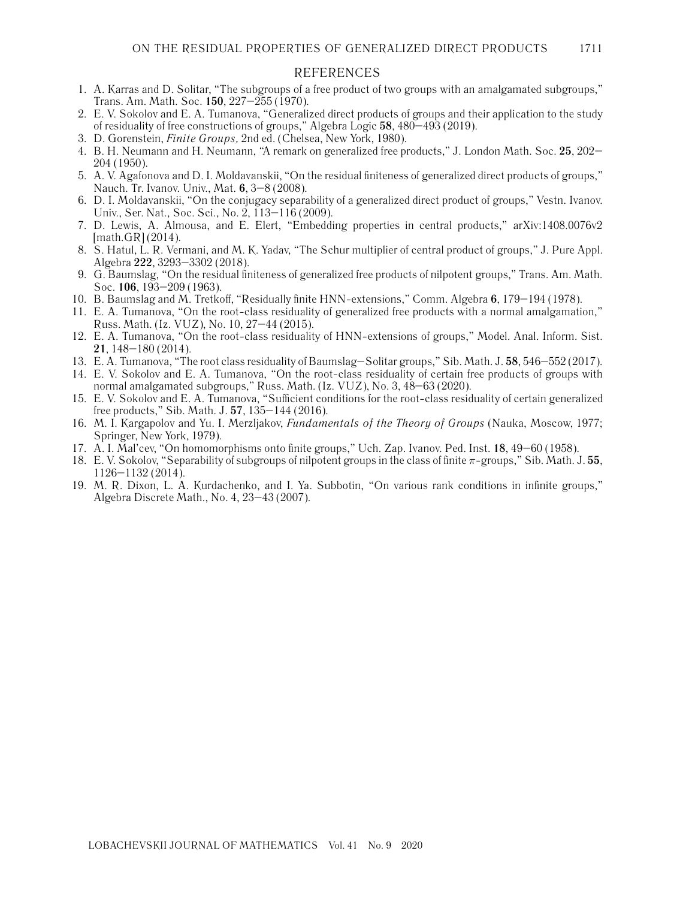## REFERENCES

1. A. Karras and D. Solitar, "The subgroups of a free product of two groups with an amalgamated subgroups," Trans. Am. Math. Soc. **150**, 227–255 (1970).
2. E. V. Sokolov and E. A. Tumanova, "Generalized direct products of groups and their application to the study of residuality of free constructions of groups," Algebra Logic **58**, 480–493 (2019).
3. D. Gorenstein, *Finite Groups*, 2nd ed. (Chelsea, New York, 1980).
4. B. H. Neumann and H. Neumann, "A remark on generalized free products," J. London Math. Soc. **25**, 202–204 (1950).
5. A. V. Agafonova and D. I. Moldavanskii, "On the residual finiteness of generalized direct products of groups," Nauch. Tr. Ivanov. Univ., Mat. **6**, 3–8 (2008).
6. D. I. Moldavanskii, "On the conjugacy separability of a generalized direct product of groups," Vestn. Ivanov. Univ., Ser. Nat., Soc. Sci., No. 2, 113–116 (2009).
7. D. Lewis, A. Almousa, and E. Elert, "Embedding properties in central products," arXiv:1408.0076v2 [math.GR] (2014).
8. S. Hatul, L. R. Vermani, and M. K. Yadav, "The Schur multiplier of central product of groups," J. Pure Appl. Algebra **222**, 3293–3302 (2018).
9. G. Baumslag, "On the residual finiteness of generalized free products of nilpotent groups," Trans. Am. Math. Soc. **106**, 193–209 (1963).
10. B. Baumslag and M. Tretkoff, "Residually finite HNN-extensions," Comm. Algebra **6**, 179–194 (1978).
11. E. A. Tumanova, "On the root-class residuality of generalized free products with a normal amalgamation," Russ. Math. (Iz. VUZ), No. 10, 27–44 (2015).
12. E. A. Tumanova, "On the root-class residuality of HNN-extensions of groups," Model. Anal. Inform. Sist. **21**, 148–180 (2014).
13. E. A. Tumanova, "The root class residuality of Baumslag–Solitar groups," Sib. Math. J. **58**, 546–552 (2017).
14. E. V. Sokolov and E. A. Tumanova, "On the root-class residuality of certain free products of groups with normal amalgamated subgroups," Russ. Math. (Iz. VUZ), No. 3, 48–63 (2020).
15. E. V. Sokolov and E. A. Tumanova, "Sufficient conditions for the root-class residuality of certain generalized free products," Sib. Math. J. **57**, 135–144 (2016).
16. M. I. Kargapolov and Yu. I. Merzljakov, *Fundamentals of the Theory of Groups* (Nauka, Moscow, 1977; Springer, New York, 1979).
17. A. I. Mal'cev, "On homomorphisms onto finite groups," Uch. Zap. Ivanov. Ped. Inst. **18**, 49–60 (1958).
18. E. V. Sokolov, "Separability of subgroups of nilpotent groups in the class of finite $\pi$-groups," Sib. Math. J. **55**, 1126–1132 (2014).
19. M. R. Dixon, L. A. Kurdachenko, and I. Ya. Subbotin, "On various rank conditions in infinite groups," Algebra Discrete Math., No. 4, 23–43 (2007).